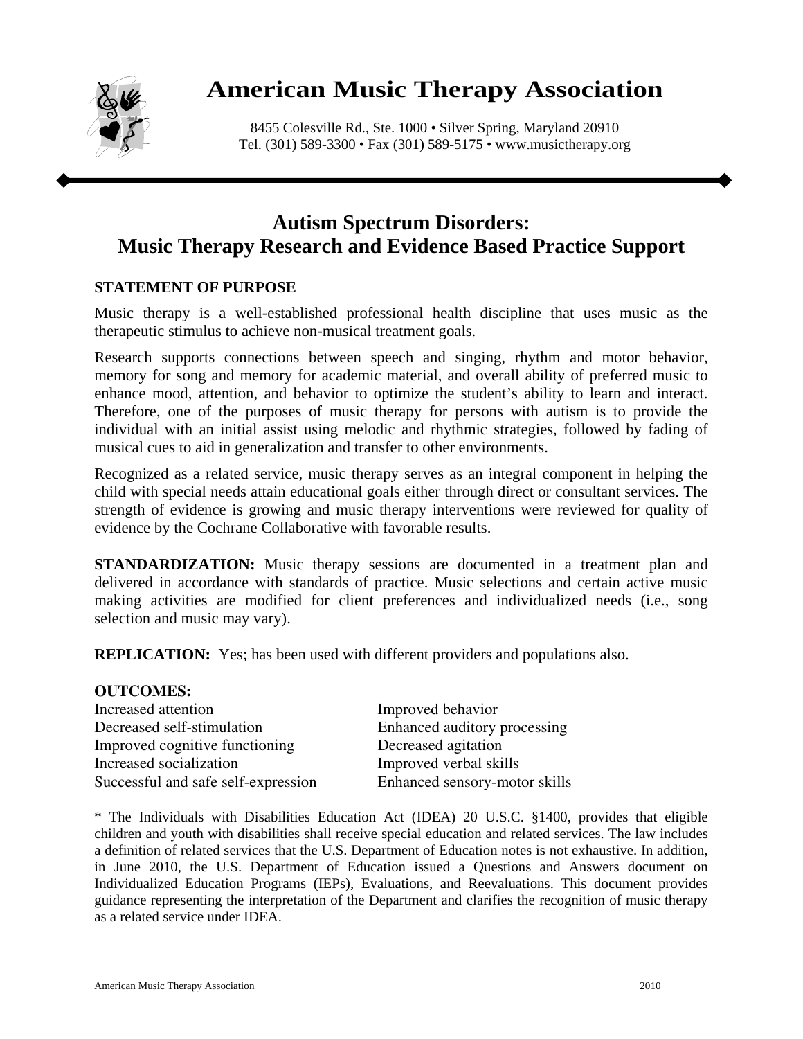# American Music Therapy Association

8455 Colesville Rd., Ste. 1000 • Silver Spring, Maryland 20910
Tel. (301) 589-3300 • Fax (301) 589-5175 • www.musictherapy.org

## Autism Spectrum Disorders: Music Therapy Research and Evidence Based Practice Support

### STATEMENT OF PURPOSE

Music therapy is a well-established professional health discipline that uses music as the therapeutic stimulus to achieve non-musical treatment goals.

Research supports connections between speech and singing, rhythm and motor behavior, memory for song and memory for academic material, and overall ability of preferred music to enhance mood, attention, and behavior to optimize the student's ability to learn and interact. Therefore, one of the purposes of music therapy for persons with autism is to provide the individual with an initial assist using melodic and rhythmic strategies, followed by fading of musical cues to aid in generalization and transfer to other environments.

Recognized as a related service, music therapy serves as an integral component in helping the child with special needs attain educational goals either through direct or consultant services. The strength of evidence is growing and music therapy interventions were reviewed for quality of evidence by the Cochrane Collaborative with favorable results.

**STANDARDIZATION:** Music therapy sessions are documented in a treatment plan and delivered in accordance with standards of practice. Music selections and certain active music making activities are modified for client preferences and individualized needs (i.e., song selection and music may vary).

**REPLICATION:** Yes; has been used with different providers and populations also.

**OUTCOMES:**

- Increased attention
- Decreased self-stimulation
- Improved cognitive functioning
- Increased socialization
- Successful and safe self-expression
- Improved behavior
- Enhanced auditory processing
- Decreased agitation
- Improved verbal skills
- Enhanced sensory-motor skills

* The Individuals with Disabilities Education Act (IDEA) 20 U.S.C. §1400, provides that eligible children and youth with disabilities shall receive special education and related services. The law includes a definition of related services that the U.S. Department of Education notes is not exhaustive. In addition, in June 2010, the U.S. Department of Education issued a Questions and Answers document on Individualized Education Programs (IEPs), Evaluations, and Reevaluations. This document provides guidance representing the interpretation of the Department and clarifies the recognition of music therapy as a related service under IDEA.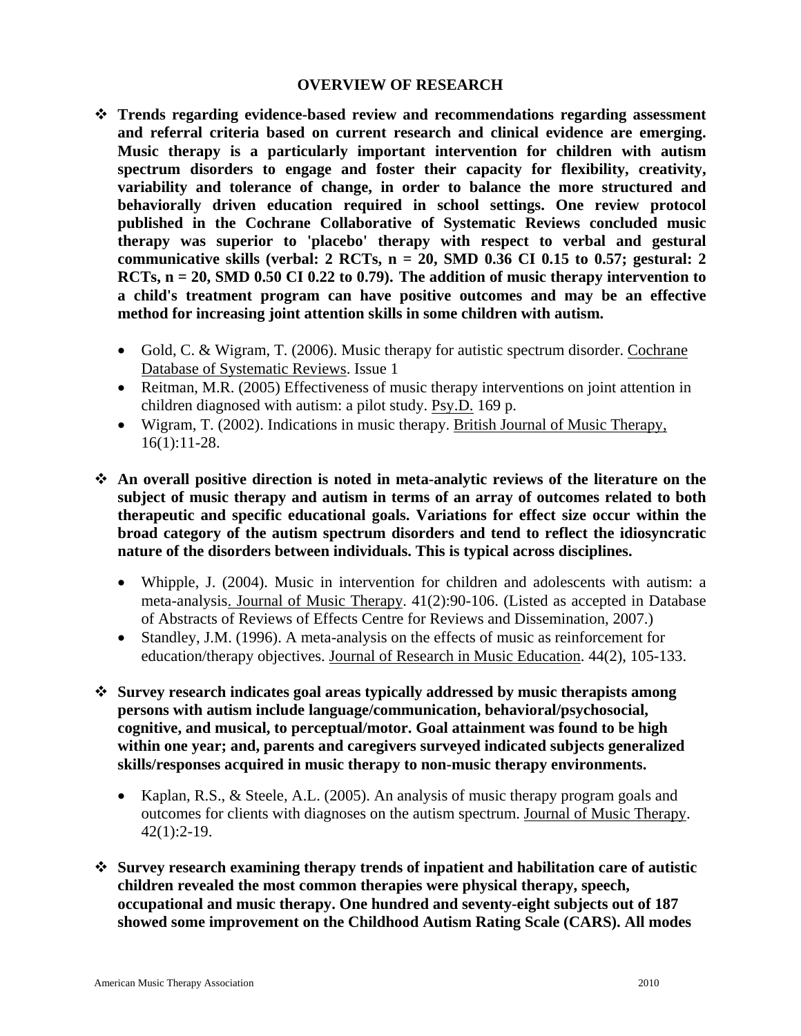## OVERVIEW OF RESEARCH

- **Trends regarding evidence-based review and recommendations regarding assessment and referral criteria based on current research and clinical evidence are emerging. Music therapy is a particularly important intervention for children with autism spectrum disorders to engage and foster their capacity for flexibility, creativity, variability and tolerance of change, in order to balance the more structured and behaviorally driven education required in school settings. One review protocol published in the Cochrane Collaborative of Systematic Reviews concluded music therapy was superior to 'placebo' therapy with respect to verbal and gestural communicative skills (verbal: 2 RCTs, n = 20, SMD 0.36 CI 0.15 to 0.57; gestural: 2 RCTs, n = 20, SMD 0.50 CI 0.22 to 0.79). The addition of music therapy intervention to a child's treatment program can have positive outcomes and may be an effective method for increasing joint attention skills in some children with autism.**
    - Gold, C. & Wigram, T. (2006). Music therapy for autistic spectrum disorder. Cochrane Database of Systematic Reviews. Issue 1
    - Reitman, M.R. (2005) Effectiveness of music therapy interventions on joint attention in children diagnosed with autism: a pilot study. Psy.D. 169 p.
    - Wigram, T. (2002). Indications in music therapy. British Journal of Music Therapy, 16(1):11-28.

- **An overall positive direction is noted in meta-analytic reviews of the literature on the subject of music therapy and autism in terms of an array of outcomes related to both therapeutic and specific educational goals. Variations for effect size occur within the broad category of the autism spectrum disorders and tend to reflect the idiosyncratic nature of the disorders between individuals. This is typical across disciplines.**
    - Whipple, J. (2004). Music in intervention for children and adolescents with autism: a meta-analysis. Journal of Music Therapy. 41(2):90-106. (Listed as accepted in Database of Abstracts of Reviews of Effects Centre for Reviews and Dissemination, 2007.)
    - Standley, J.M. (1996). A meta-analysis on the effects of music as reinforcement for education/therapy objectives. Journal of Research in Music Education. 44(2), 105-133.

- **Survey research indicates goal areas typically addressed by music therapists among persons with autism include language/communication, behavioral/psychosocial, cognitive, and musical, to perceptual/motor. Goal attainment was found to be high within one year; and, parents and caregivers surveyed indicated subjects generalized skills/responses acquired in music therapy to non-music therapy environments.**
    - Kaplan, R.S., & Steele, A.L. (2005). An analysis of music therapy program goals and outcomes for clients with diagnoses on the autism spectrum. Journal of Music Therapy. 42(1):2-19.

- **Survey research examining therapy trends of inpatient and habilitation care of autistic children revealed the most common therapies were physical therapy, speech, occupational and music therapy. One hundred and seventy-eight subjects out of 187 showed some improvement on the Childhood Autism Rating Scale (CARS). All modes**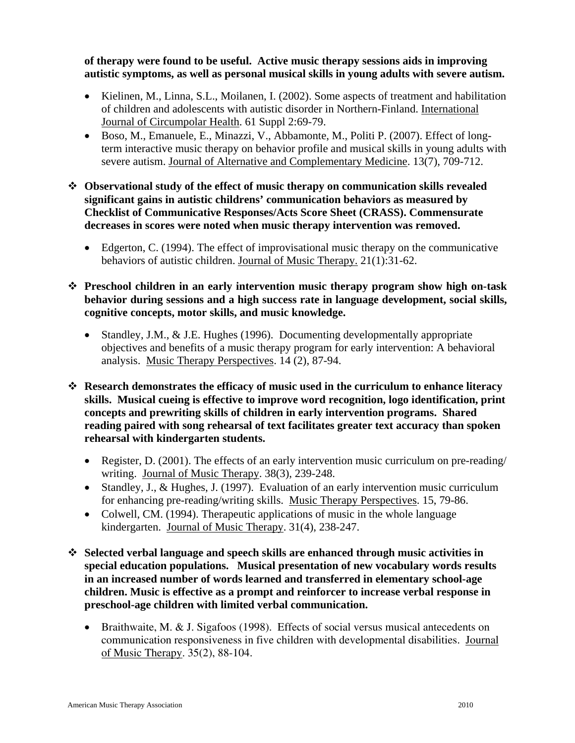**of therapy were found to be useful. Active music therapy sessions aids in improving autistic symptoms, as well as personal musical skills in young adults with severe autism.**

- Kielinen, M., Linna, S.L., Moilanen, I. (2002). Some aspects of treatment and habilitation of children and adolescents with autistic disorder in Northern-Finland. International Journal of Circumpolar Health. 61 Suppl 2:69-79.
- Boso, M., Emanuele, E., Minazzi, V., Abbamonte, M., Politi P. (2007). Effect of long-term interactive music therapy on behavior profile and musical skills in young adults with severe autism. Journal of Alternative and Complementary Medicine. 13(7), 709-712.

❖ **Observational study of the effect of music therapy on communication skills revealed significant gains in autistic childrens' communication behaviors as measured by Checklist of Communicative Responses/Acts Score Sheet (CRASS). Commensurate decreases in scores were noted when music therapy intervention was removed.**

- Edgerton, C. (1994). The effect of improvisational music therapy on the communicative behaviors of autistic children. Journal of Music Therapy. 21(1):31-62.

❖ **Preschool children in an early intervention music therapy program show high on-task behavior during sessions and a high success rate in language development, social skills, cognitive concepts, motor skills, and music knowledge.**

- Standley, J.M., & J.E. Hughes (1996). Documenting developmentally appropriate objectives and benefits of a music therapy program for early intervention: A behavioral analysis. Music Therapy Perspectives. 14 (2), 87-94.

❖ **Research demonstrates the efficacy of music used in the curriculum to enhance literacy skills. Musical cueing is effective to improve word recognition, logo identification, print concepts and prewriting skills of children in early intervention programs. Shared reading paired with song rehearsal of text facilitates greater text accuracy than spoken rehearsal with kindergarten students.**

- Register, D. (2001). The effects of an early intervention music curriculum on pre-reading/ writing. Journal of Music Therapy. 38(3), 239-248.
- Standley, J., & Hughes, J. (1997). Evaluation of an early intervention music curriculum for enhancing pre-reading/writing skills. Music Therapy Perspectives. 15, 79-86.
- Colwell, CM. (1994). Therapeutic applications of music in the whole language kindergarten. Journal of Music Therapy. 31(4), 238-247.

❖ **Selected verbal language and speech skills are enhanced through music activities in special education populations. Musical presentation of new vocabulary words results in an increased number of words learned and transferred in elementary school-age children. Music is effective as a prompt and reinforcer to increase verbal response in preschool-age children with limited verbal communication.**

- Braithwaite, M. & J. Sigafoos (1998). Effects of social versus musical antecedents on communication responsiveness in five children with developmental disabilities. Journal of Music Therapy. 35(2), 88-104.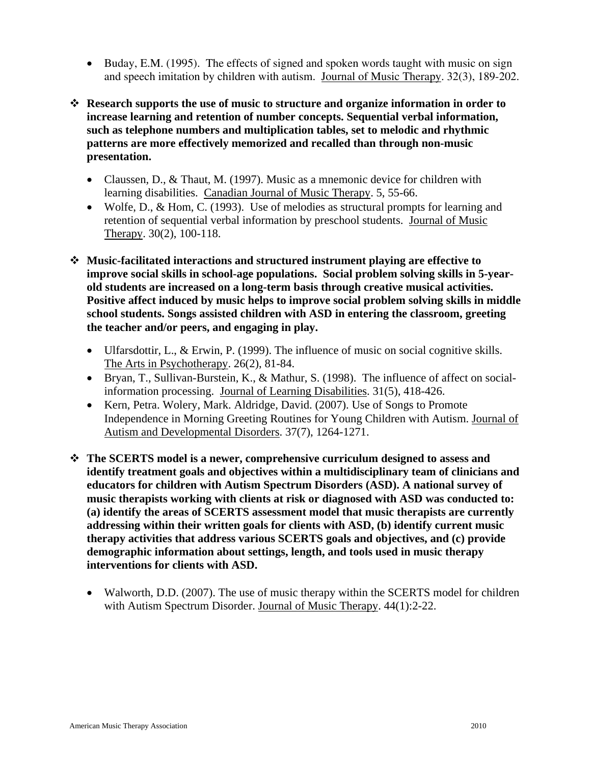- Buday, E.M. (1995). The effects of signed and spoken words taught with music on sign and speech imitation by children with autism. Journal of Music Therapy. 32(3), 189-202.

- **Research supports the use of music to structure and organize information in order to increase learning and retention of number concepts. Sequential verbal information, such as telephone numbers and multiplication tables, set to melodic and rhythmic patterns are more effectively memorized and recalled than through non-music presentation.**

  - Claussen, D., & Thaut, M. (1997). Music as a mnemonic device for children with learning disabilities. Canadian Journal of Music Therapy. 5, 55-66.
  - Wolfe, D., & Hom, C. (1993). Use of melodies as structural prompts for learning and retention of sequential verbal information by preschool students. Journal of Music Therapy. 30(2), 100-118.

- **Music-facilitated interactions and structured instrument playing are effective to improve social skills in school-age populations. Social problem solving skills in 5-year-old students are increased on a long-term basis through creative musical activities. Positive affect induced by music helps to improve social problem solving skills in middle school students. Songs assisted children with ASD in entering the classroom, greeting the teacher and/or peers, and engaging in play.**

  - Ulfarsdottir, L., & Erwin, P. (1999). The influence of music on social cognitive skills. The Arts in Psychotherapy. 26(2), 81-84.
  - Bryan, T., Sullivan-Burstein, K., & Mathur, S. (1998). The influence of affect on social-information processing. Journal of Learning Disabilities. 31(5), 418-426.
  - Kern, Petra. Wolery, Mark. Aldridge, David. (2007). Use of Songs to Promote Independence in Morning Greeting Routines for Young Children with Autism. Journal of Autism and Developmental Disorders. 37(7), 1264-1271.

- **The SCERTS model is a newer, comprehensive curriculum designed to assess and identify treatment goals and objectives within a multidisciplinary team of clinicians and educators for children with Autism Spectrum Disorders (ASD). A national survey of music therapists working with clients at risk or diagnosed with ASD was conducted to: (a) identify the areas of SCERTS assessment model that music therapists are currently addressing within their written goals for clients with ASD, (b) identify current music therapy activities that address various SCERTS goals and objectives, and (c) provide demographic information about settings, length, and tools used in music therapy interventions for clients with ASD.**

  - Walworth, D.D. (2007). The use of music therapy within the SCERTS model for children with Autism Spectrum Disorder. Journal of Music Therapy. 44(1):2-22.